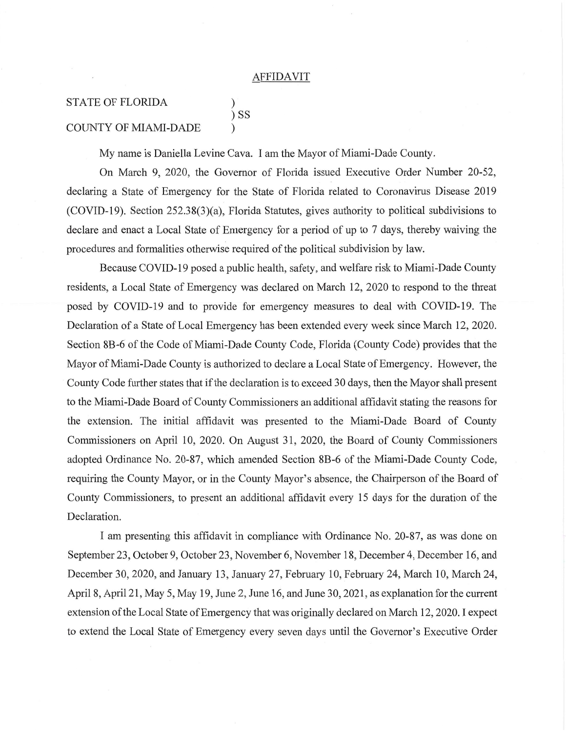<u>AFFIDAVIT</u>

STATE OF FLORIDA )
) SS
COUNTY OF MIAMI-DADE )

My name is Daniella Levine Cava. I am the Mayor of Miami-Dade County.

On March 9, 2020, the Governor of Florida issued Executive Order Number 20-52, declaring a State of Emergency for the State of Florida related to Coronavirus Disease 2019 (COVID-19). Section 252.38(3)(a), Florida Statutes, gives authority to political subdivisions to declare and enact a Local State of Emergency for a period of up to 7 days, thereby waiving the procedures and formalities otherwise required of the political subdivision by law.

Because COVID-19 posed a public health, safety, and welfare risk to Miami-Dade County residents, a Local State of Emergency was declared on March 12, 2020 to respond to the threat posed by COVID-19 and to provide for emergency measures to deal with COVID-19. The Declaration of a State of Local Emergency has been extended every week since March 12, 2020. Section 8B-6 of the Code of Miami-Dade County Code, Florida (County Code) provides that the Mayor of Miami-Dade County is authorized to declare a Local State of Emergency. However, the County Code further states that if the declaration is to exceed 30 days, then the Mayor shall present to the Miami-Dade Board of County Commissioners an additional affidavit stating the reasons for the extension. The initial affidavit was presented to the Miami-Dade Board of County Commissioners on April 10, 2020. On August 31, 2020, the Board of County Commissioners adopted Ordinance No. 20-87, which amended Section 8B-6 of the Miami-Dade County Code, requiring the County Mayor, or in the County Mayor's absence, the Chairperson of the Board of County Commissioners, to present an additional affidavit every 15 days for the duration of the Declaration.

I am presenting this affidavit in compliance with Ordinance No. 20-87, as was done on September 23, October 9, October 23, November 6, November 18, December 4, December 16, and December 30, 2020, and January 13, January 27, February 10, February 24, March 10, March 24, April 8, April 21, May 5, May 19, June 2, June 16, and June 30, 2021, as explanation for the current extension of the Local State of Emergency that was originally declared on March 12, 2020. I expect to extend the Local State of Emergency every seven days until the Governor's Executive Order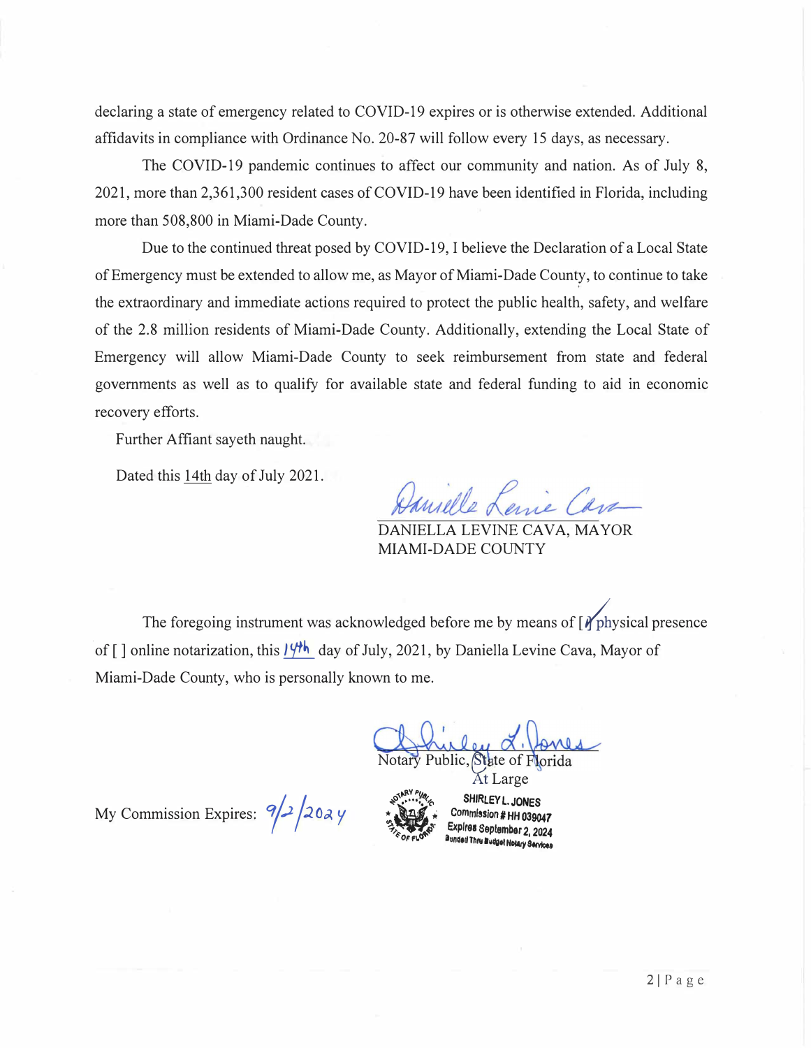declaring a state of emergency related to COVID-19 expires or is otherwise extended. Additional affidavits in compliance with Ordinance No. 20-87 will follow every 15 days, as necessary.

The COVID-19 pandemic continues to affect our community and nation. As of July 8, 2021, more than 2,361,300 resident cases of COVID-19 have been identified in Florida, including more than 508,800 in Miami-Dade County.

Due to the continued threat posed by COVID-19, I believe the Declaration of a Local State of Emergency must be extended to allow me, as Mayor of Miami-Dade County, to continue to take the extraordinary and immediate actions required to protect the public health, safety, and welfare of the 2.8 million residents of Miami-Dade County. Additionally, extending the Local State of Emergency will allow Miami-Dade County to seek reimbursement from state and federal governments as well as to qualify for available state and federal funding to aid in economic recovery efforts.

Further Affiant sayeth naught.

Dated this 14th day of July 2021.

Daniella Levine Cava

DANIELLA LEVINE CAVA, MAYOR
MIAMI-DADE COUNTY

The foregoing instrument was acknowledged before me by means of [✓] physical presence of [ ] online notarization, this 14th day of July, 2021, by Daniella Levine Cava, Mayor of Miami-Dade County, who is personally known to me.

Shirley L. Jones

Notary Public, State of Florida
At Large

My Commission Expires: 9/2/2024

NOTARY PUBLIC STATE OF FLORIDA
SHIRLEY L. JONES
Commission # HH 039047
Expires September 2, 2024
Bonded Thru Budget Notary Services